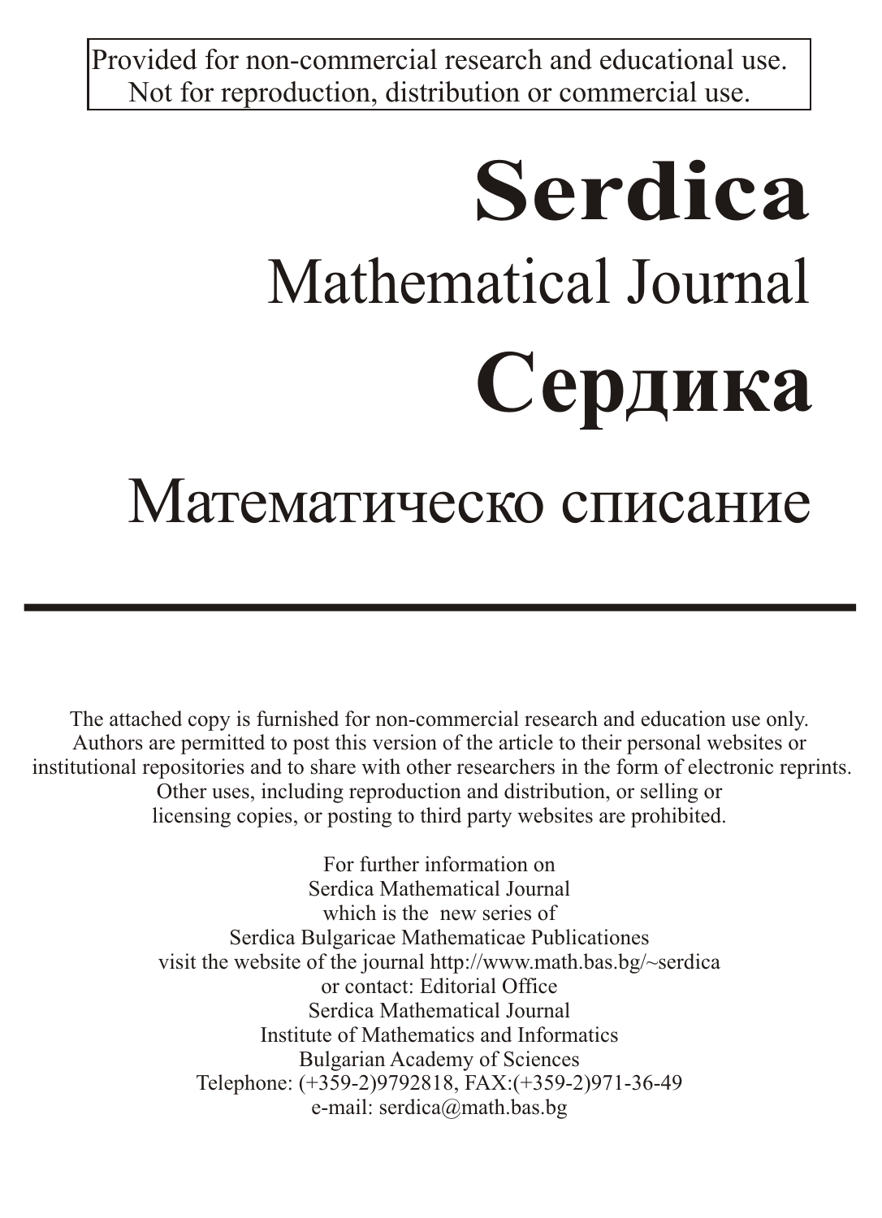Provided for non-commercial research and educational use.
Not for reproduction, distribution or commercial use.

# Serdica

## Mathematical Journal

# Сердика

## Математическо списание

---

The attached copy is furnished for non-commercial research and education use only. Authors are permitted to post this version of the article to their personal websites or institutional repositories and to share with other researchers in the form of electronic reprints. Other uses, including reproduction and distribution, or selling or licensing copies, or posting to third party websites are prohibited.

For further information on
Serdica Mathematical Journal
which is the new series of
Serdica Bulgaricae Mathematicae Publicationes
visit the website of the journal http://www.math.bas.bg/~serdica
or contact: Editorial Office
Serdica Mathematical Journal
Institute of Mathematics and Informatics
Bulgarian Academy of Sciences
Telephone: (+359-2)9792818, FAX:(+359-2)971-36-49
e-mail: serdica@math.bas.bg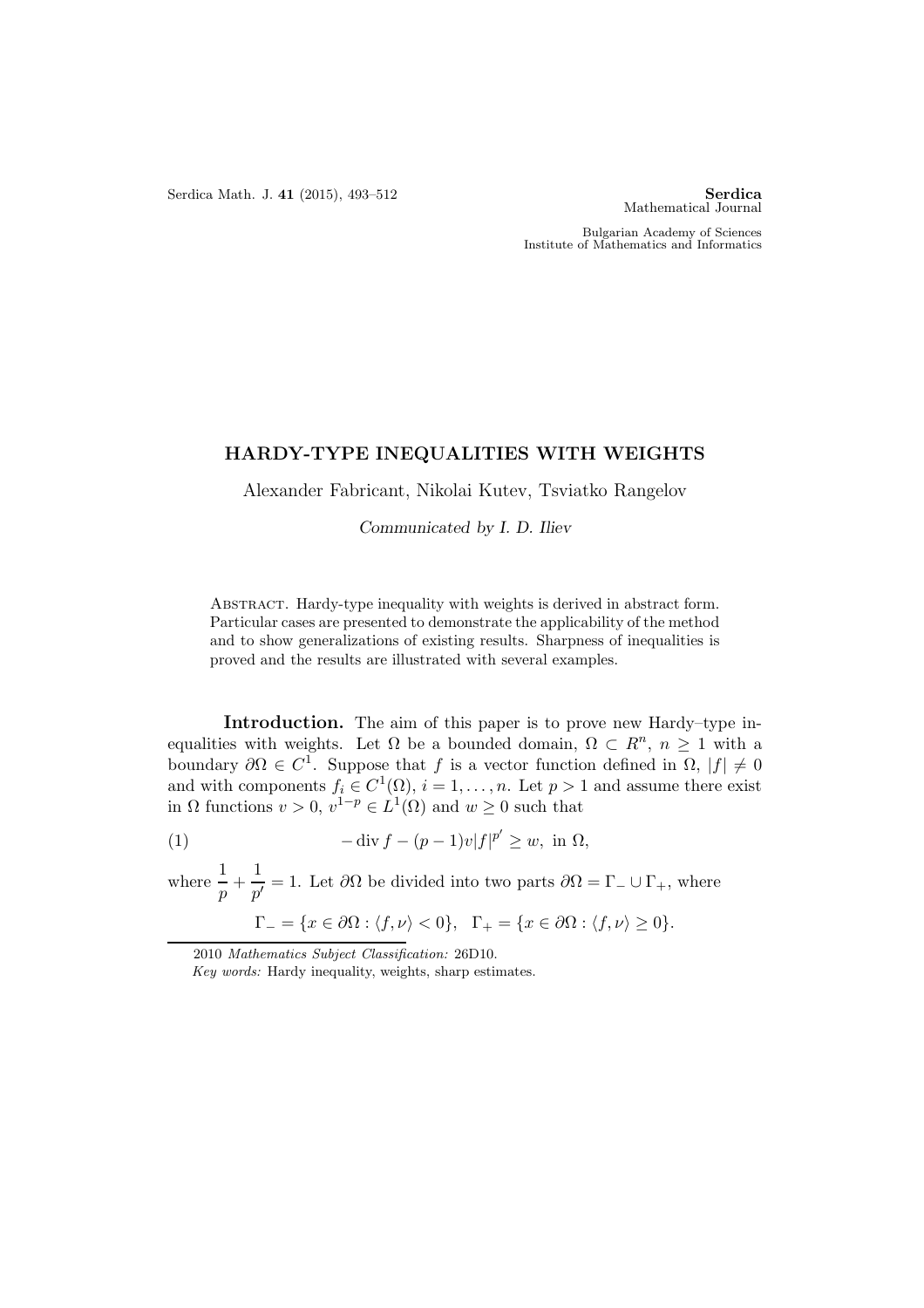# HARDY-TYPE INEQUALITIES WITH WEIGHTS

Alexander Fabricant, Nikolai Kutev, Tsviatko Rangelov

*Communicated by I. D. Iliev*

Abstract. Hardy-type inequality with weights is derived in abstract form. Particular cases are presented to demonstrate the applicability of the method and to show generalizations of existing results. Sharpness of inequalities is proved and the results are illustrated with several examples.

**Introduction.** The aim of this paper is to prove new Hardy–type inequalities with weights. Let $\Omega$ be a bounded domain, $\Omega \subset R^n$, $n \geq 1$ with a boundary $\partial\Omega \in C^1$. Suppose that $f$ is a vector function defined in $\Omega$, $|f| \neq 0$ and with components $f_i \in C^1(\Omega)$, $i = 1, \ldots, n$. Let $p > 1$ and assume there exist in $\Omega$ functions $v > 0$, $v^{1-p} \in L^1(\Omega)$ and $w \geq 0$ such that

$$-\operatorname{div} f - (p-1)v|f|^{p'} \geq w, \text{ in } \Omega, \tag{1}$$

where $\dfrac{1}{p} + \dfrac{1}{p'} = 1$. Let $\partial\Omega$ be divided into two parts $\partial\Omega = \Gamma_- \cup \Gamma_+$, where

$$\Gamma_- = \{x \in \partial\Omega : \langle f, \nu \rangle < 0\}, \quad \Gamma_+ = \{x \in \partial\Omega : \langle f, \nu \rangle \geq 0\}.$$

---

2010 *Mathematics Subject Classification:* 26D10.

*Key words:* Hardy inequality, weights, sharp estimates.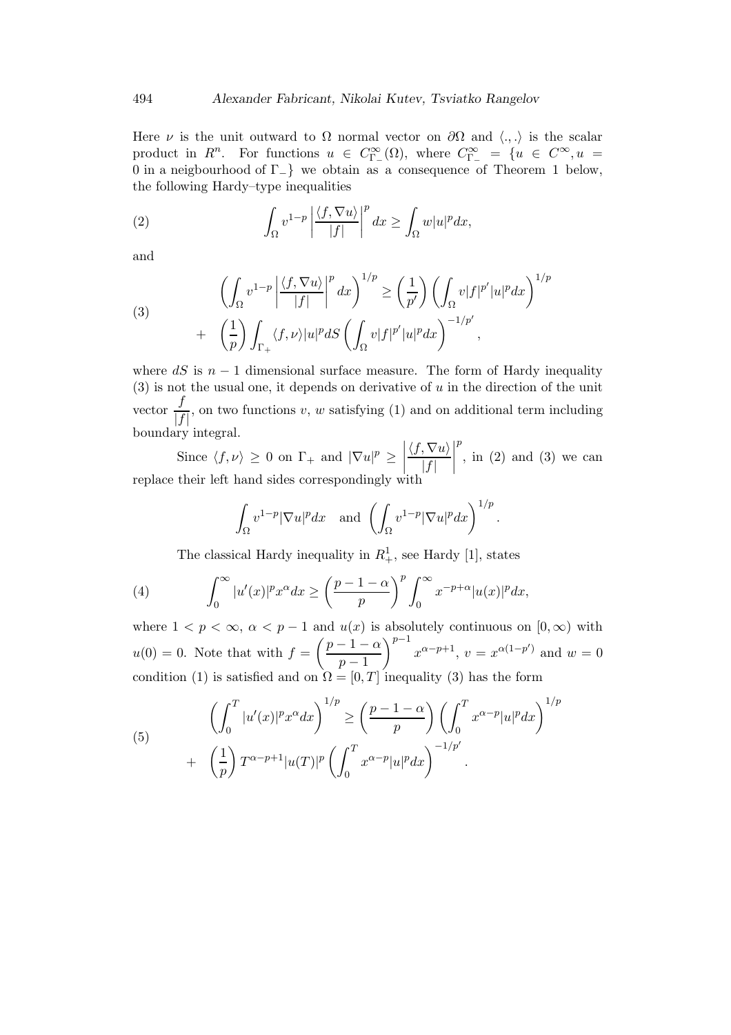Here $\nu$ is the unit outward to $\Omega$ normal vector on $\partial\Omega$ and $\langle .,. \rangle$ is the scalar product in $R^n$. For functions $u \in C^\infty_{\Gamma_-}(\Omega)$, where $C^\infty_{\Gamma_-} = \{u \in C^\infty, u = 0$ in a neigbourhood of $\Gamma_-\}$ we obtain as a consequence of Theorem 1 below, the following Hardy–type inequalities

$$\int_\Omega v^{1-p} \left| \frac{\langle f, \nabla u \rangle}{|f|} \right|^p dx \geq \int_\Omega w|u|^p dx, \tag{2}$$

and

$$\begin{aligned} &\left( \int_\Omega v^{1-p} \left| \frac{\langle f, \nabla u \rangle}{|f|} \right|^p dx \right)^{1/p} \geq \left( \frac{1}{p'} \right) \left( \int_\Omega v|f|^{p'}|u|^p dx \right)^{1/p} \\ &+ \left( \frac{1}{p} \right) \int_{\Gamma_+} \langle f, \nu \rangle |u|^p dS \left( \int_\Omega v|f|^{p'}|u|^p dx \right)^{-1/p'}, \end{aligned} \tag{3}$$

where $dS$ is $n-1$ dimensional surface measure. The form of Hardy inequality (3) is not the usual one, it depends on derivative of $u$ in the direction of the unit vector $\dfrac{f}{|f|}$, on two functions $v$, $w$ satisfying (1) and on additional term including boundary integral.

Since $\langle f, \nu \rangle \geq 0$ on $\Gamma_+$ and $|\nabla u|^p \geq \left| \dfrac{\langle f, \nabla u \rangle}{|f|} \right|^p$, in (2) and (3) we can replace their left hand sides correspondingly with

$$\int_\Omega v^{1-p} |\nabla u|^p dx \quad \text{and} \quad \left( \int_\Omega v^{1-p} |\nabla u|^p dx \right)^{1/p}.$$

The classical Hardy inequality in $R^1_+$, see Hardy [1], states

$$\int_0^\infty |u'(x)|^p x^\alpha dx \geq \left( \frac{p-1-\alpha}{p} \right)^p \int_0^\infty x^{-p+\alpha} |u(x)|^p dx, \tag{4}$$

where $1 < p < \infty$, $\alpha < p-1$ and $u(x)$ is absolutely continuous on $[0, \infty)$ with $u(0) = 0$. Note that with $f = \left( \dfrac{p-1-\alpha}{p-1} \right)^{p-1} x^{\alpha-p+1}$, $v = x^{\alpha(1-p')}$ and $w = 0$ condition (1) is satisfied and on $\Omega = [0, T]$ inequality (3) has the form

$$\begin{aligned} &\left( \int_0^T |u'(x)|^p x^\alpha dx \right)^{1/p} \geq \left( \frac{p-1-\alpha}{p} \right) \left( \int_0^T x^{\alpha-p} |u|^p dx \right)^{1/p} \\ &+ \left( \frac{1}{p} \right) T^{\alpha-p+1} |u(T)|^p \left( \int_0^T x^{\alpha-p} |u|^p dx \right)^{-1/p'}. \end{aligned} \tag{5}$$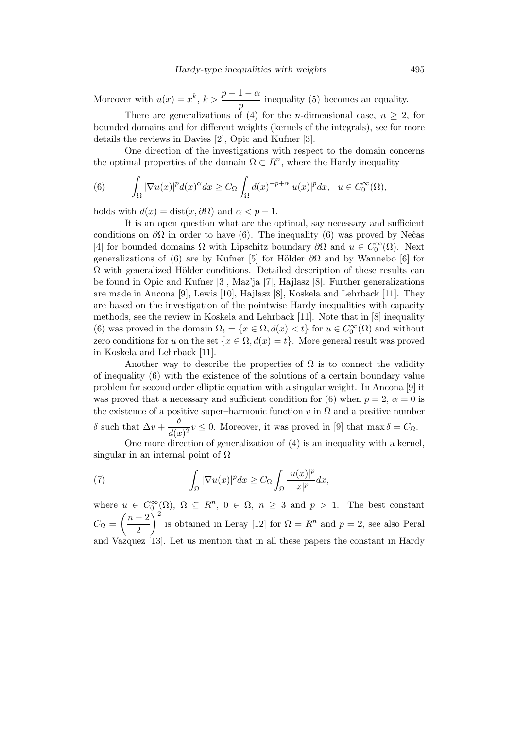Moreover with $u(x) = x^k$, $k > \dfrac{p-1-\alpha}{p}$ inequality (5) becomes an equality.

There are generalizations of (4) for the $n$-dimensional case, $n \geq 2$, for bounded domains and for different weights (kernels of the integrals), see for more details the reviews in Davies [2], Opic and Kufner [3].

One direction of the investigations with respect to the domain concerns the optimal properties of the domain $\Omega \subset R^n$, where the Hardy inequality

$$
(6) \qquad \int_\Omega |\nabla u(x)|^p d(x)^\alpha dx \geq C_\Omega \int_\Omega d(x)^{-p+\alpha} |u(x)|^p dx, \quad u \in C_0^\infty(\Omega),
$$

holds with $d(x) = \operatorname{dist}(x, \partial\Omega)$ and $\alpha < p-1$.

It is an open question what are the optimal, say necessary and sufficient conditions on $\partial\Omega$ in order to have (6). The inequality (6) was proved by Neĉas [4] for bounded domains $\Omega$ with Lipschitz boundary $\partial\Omega$ and $u \in C_0^\infty(\Omega)$. Next generalizations of (6) are by Kufner [5] for Hölder $\partial\Omega$ and by Wannebo [6] for $\Omega$ with generalized Hölder conditions. Detailed description of these results can be found in Opic and Kufner [3], Maz'ja [7], Hajlasz [8]. Further generalizations are made in Ancona [9], Lewis [10], Hajlasz [8], Koskela and Lehrback [11]. They are based on the investigation of the pointwise Hardy inequalities with capacity methods, see the review in Koskela and Lehrback [11]. Note that in [8] inequality (6) was proved in the domain $\Omega_t = \{x \in \Omega, d(x) < t\}$ for $u \in C_0^\infty(\Omega)$ and without zero conditions for $u$ on the set $\{x \in \Omega, d(x) = t\}$. More general result was proved in Koskela and Lehrback [11].

Another way to describe the properties of $\Omega$ is to connect the validity of inequality (6) with the existence of the solutions of a certain boundary value problem for second order elliptic equation with a singular weight. In Ancona [9] it was proved that a necessary and sufficient condition for (6) when $p = 2$, $\alpha = 0$ is the existence of a positive super–harmonic function $v$ in $\Omega$ and a positive number $\delta$ such that $\Delta v + \dfrac{\delta}{d(x)^2} v \leq 0$. Moreover, it was proved in [9] that $\max \delta = C_\Omega$.

One more direction of generalization of (4) is an inequality with a kernel, singular in an internal point of $\Omega$

$$
(7) \qquad \int_\Omega |\nabla u(x)|^p dx \geq C_\Omega \int_\Omega \frac{|u(x)|^p}{|x|^p} dx,
$$

where $u \in C_0^\infty(\Omega)$, $\Omega \subseteq R^n$, $0 \in \Omega$, $n \geq 3$ and $p > 1$. The best constant $C_\Omega = \left(\dfrac{n-2}{2}\right)^2$ is obtained in Leray [12] for $\Omega = R^n$ and $p = 2$, see also Peral and Vazquez [13]. Let us mention that in all these papers the constant in Hardy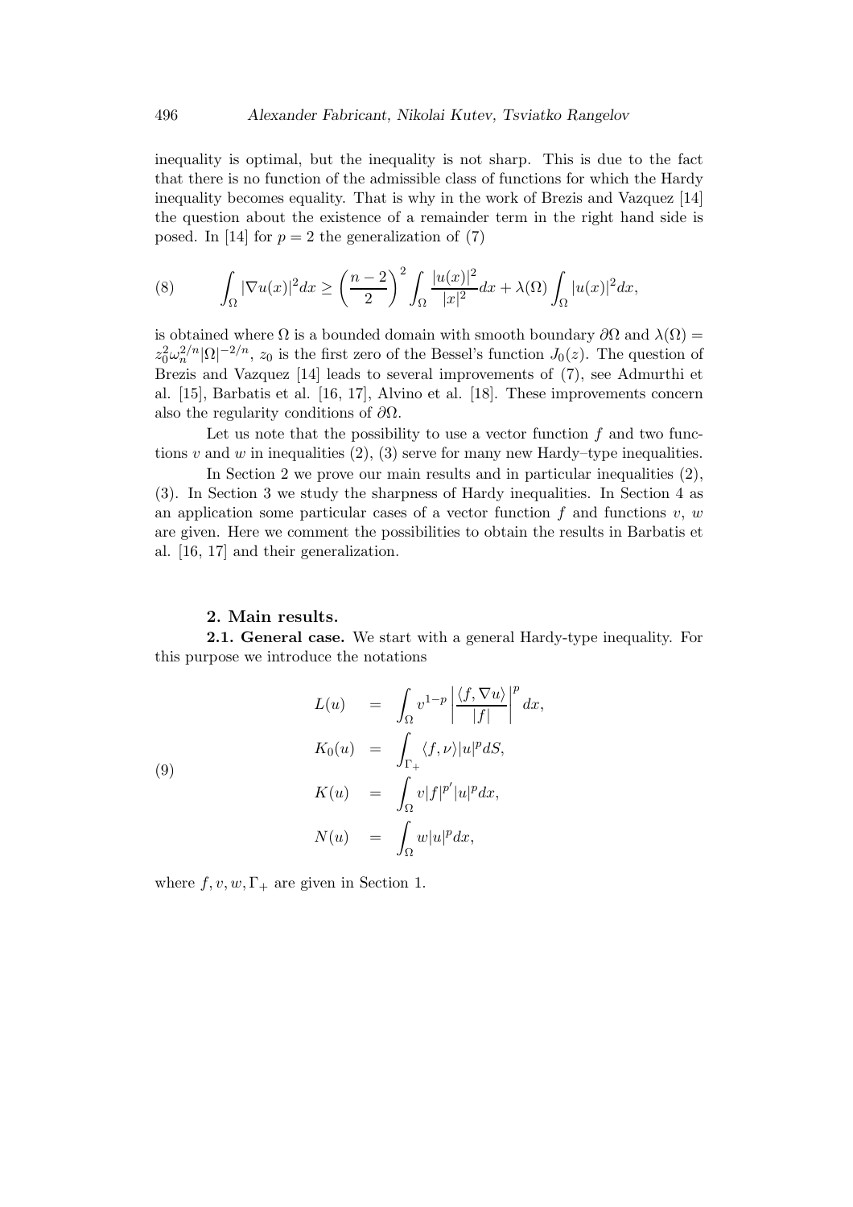inequality is optimal, but the inequality is not sharp. This is due to the fact that there is no function of the admissible class of functions for which the Hardy inequality becomes equality. That is why in the work of Brezis and Vazquez [14] the question about the existence of a remainder term in the right hand side is posed. In [14] for $p = 2$ the generalization of (7)

$$\int_\Omega |\nabla u(x)|^2 dx \geq \left(\frac{n-2}{2}\right)^2 \int_\Omega \frac{|u(x)|^2}{|x|^2} dx + \lambda(\Omega) \int_\Omega |u(x)|^2 dx, \tag{8}$$

is obtained where $\Omega$ is a bounded domain with smooth boundary $\partial\Omega$ and $\lambda(\Omega) = z_0^2 \omega_n^{2/n} |\Omega|^{-2/n}$, $z_0$ is the first zero of the Bessel's function $J_0(z)$. The question of Brezis and Vazquez [14] leads to several improvements of (7), see Admurthi et al. [15], Barbatis et al. [16, 17], Alvino et al. [18]. These improvements concern also the regularity conditions of $\partial\Omega$.

Let us note that the possibility to use a vector function $f$ and two functions $v$ and $w$ in inequalities (2), (3) serve for many new Hardy–type inequalities.

In Section 2 we prove our main results and in particular inequalities (2), (3). In Section 3 we study the sharpness of Hardy inequalities. In Section 4 as an application some particular cases of a vector function $f$ and functions $v$, $w$ are given. Here we comment the possibilities to obtain the results in Barbatis et al. [16, 17] and their generalization.

## 2. Main results.

**2.1. General case.** We start with a general Hardy-type inequality. For this purpose we introduce the notations

$$\begin{aligned}
L(u) &= \int_\Omega v^{1-p} \left| \frac{\langle f, \nabla u \rangle}{|f|} \right|^p dx, \\
K_0(u) &= \int_{\Gamma_+} \langle f, \nu \rangle |u|^p dS, \\
K(u) &= \int_\Omega v |f|^{p'} |u|^p dx, \\
N(u) &= \int_\Omega w |u|^p dx,
\end{aligned} \tag{9}$$

where $f, v, w, \Gamma_+$ are given in Section 1.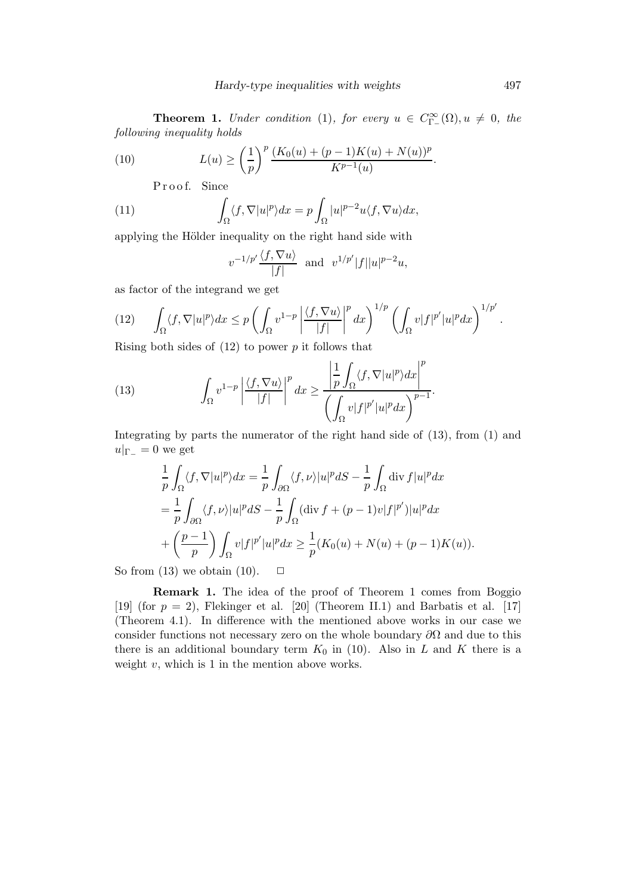**Theorem 1.** *Under condition* (1)*, for every* $u \in C^\infty_{\Gamma_-}(\Omega), u \neq 0$*, the following inequality holds*

$$L(u) \geq \left(\frac{1}{p}\right)^p \frac{(K_0(u) + (p-1)K(u) + N(u))^p}{K^{p-1}(u)}. \tag{10}$$

Proof. Since

$$\int_\Omega \langle f, \nabla |u|^p \rangle dx = p \int_\Omega |u|^{p-2} u \langle f, \nabla u \rangle dx, \tag{11}$$

applying the Hölder inequality on the right hand side with

$$v^{-1/p'} \frac{\langle f, \nabla u \rangle}{|f|} \quad \text{and} \quad v^{1/p'} |f| |u|^{p-2} u,$$

as factor of the integrand we get

$$\int_\Omega \langle f, \nabla |u|^p \rangle dx \leq p \left( \int_\Omega v^{1-p} \left| \frac{\langle f, \nabla u \rangle}{|f|} \right|^p dx \right)^{1/p} \left( \int_\Omega v |f|^{p'} |u|^p dx \right)^{1/p'}. \tag{12}$$

Rising both sides of (12) to power $p$ it follows that

$$\int_\Omega v^{1-p} \left| \frac{\langle f, \nabla u \rangle}{|f|} \right|^p dx \geq \frac{\left| \dfrac{1}{p} \displaystyle\int_\Omega \langle f, \nabla |u|^p \rangle dx \right|^p}{\left( \displaystyle\int_\Omega v |f|^{p'} |u|^p dx \right)^{p-1}}. \tag{13}$$

Integrating by parts the numerator of the right hand side of (13), from (1) and $u|_{\Gamma_-} = 0$ we get

$$\begin{aligned}
&\frac{1}{p} \int_\Omega \langle f, \nabla |u|^p \rangle dx = \frac{1}{p} \int_{\partial\Omega} \langle f, \nu \rangle |u|^p dS - \frac{1}{p} \int_\Omega \operatorname{div} f |u|^p dx \\
&= \frac{1}{p} \int_{\partial\Omega} \langle f, \nu \rangle |u|^p dS - \frac{1}{p} \int_\Omega (\operatorname{div} f + (p-1) v |f|^{p'}) |u|^p dx \\
&+ \left( \frac{p-1}{p} \right) \int_\Omega v |f|^{p'} |u|^p dx \geq \frac{1}{p} (K_0(u) + N(u) + (p-1)K(u)).
\end{aligned}$$

So from (13) we obtain (10). $\square$

**Remark 1.** The idea of the proof of Theorem 1 comes from Boggio [19] (for $p = 2$), Flekinger et al. [20] (Theorem II.1) and Barbatis et al. [17] (Theorem 4.1). In difference with the mentioned above works in our case we consider functions not necessary zero on the whole boundary $\partial\Omega$ and due to this there is an additional boundary term $K_0$ in (10). Also in $L$ and $K$ there is a weight $v$, which is 1 in the mention above works.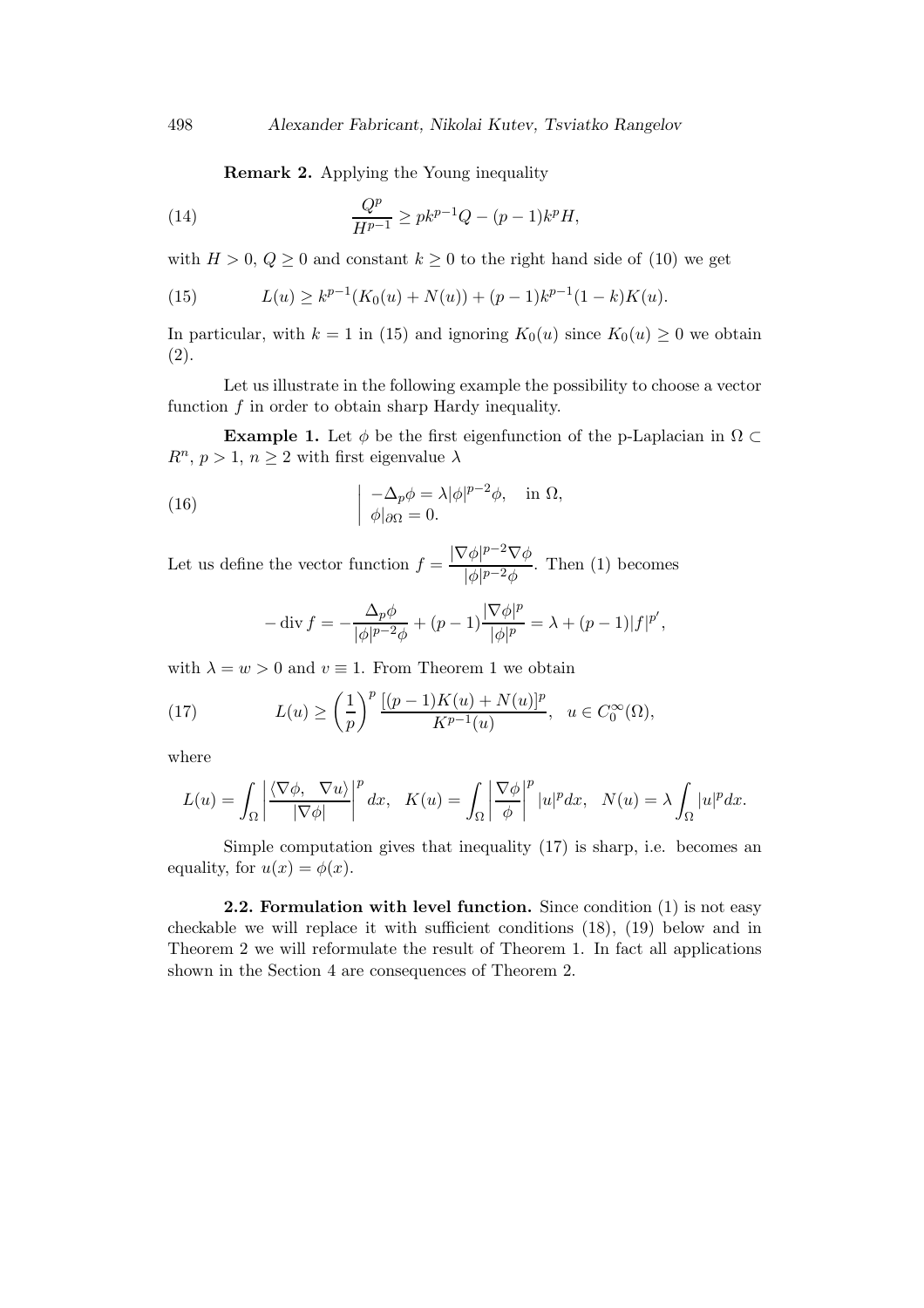**Remark 2.** Applying the Young inequality

$$\frac{Q^p}{H^{p-1}} \geq pk^{p-1}Q - (p-1)k^p H, \tag{14}$$

with $H > 0$, $Q \geq 0$ and constant $k \geq 0$ to the right hand side of (10) we get

$$L(u) \geq k^{p-1}(K_0(u) + N(u)) + (p-1)k^{p-1}(1-k)K(u). \tag{15}$$

In particular, with $k = 1$ in (15) and ignoring $K_0(u)$ since $K_0(u) \geq 0$ we obtain (2).

Let us illustrate in the following example the possibility to choose a vector function $f$ in order to obtain sharp Hardy inequality.

**Example 1.** Let $\phi$ be the first eigenfunction of the p-Laplacian in $\Omega \subset R^n$, $p > 1$, $n \geq 2$ with first eigenvalue $\lambda$

$$\left| \begin{array}{l} -\Delta_p \phi = \lambda |\phi|^{p-2}\phi, \quad \text{in } \Omega, \\ \phi|_{\partial\Omega} = 0. \end{array} \right. \tag{16}$$

Let us define the vector function $f = \dfrac{|\nabla\phi|^{p-2}\nabla\phi}{|\phi|^{p-2}\phi}$. Then (1) becomes

$$-\operatorname{div} f = -\frac{\Delta_p \phi}{|\phi|^{p-2}\phi} + (p-1)\frac{|\nabla\phi|^p}{|\phi|^p} = \lambda + (p-1)|f|^{p'},$$

with $\lambda = w > 0$ and $v \equiv 1$. From Theorem 1 we obtain

$$L(u) \geq \left(\frac{1}{p}\right)^p \frac{[(p-1)K(u) + N(u)]^p}{K^{p-1}(u)}, \quad u \in C_0^\infty(\Omega), \tag{17}$$

where

$$L(u) = \int_\Omega \left| \frac{\langle \nabla\phi, \ \nabla u\rangle}{|\nabla\phi|} \right|^p dx, \quad K(u) = \int_\Omega \left| \frac{\nabla\phi}{\phi} \right|^p |u|^p dx, \quad N(u) = \lambda \int_\Omega |u|^p dx.$$

Simple computation gives that inequality (17) is sharp, i.e. becomes an equality, for $u(x) = \phi(x)$.

**2.2. Formulation with level function.** Since condition (1) is not easy checkable we will replace it with sufficient conditions (18), (19) below and in Theorem 2 we will reformulate the result of Theorem 1. In fact all applications shown in the Section 4 are consequences of Theorem 2.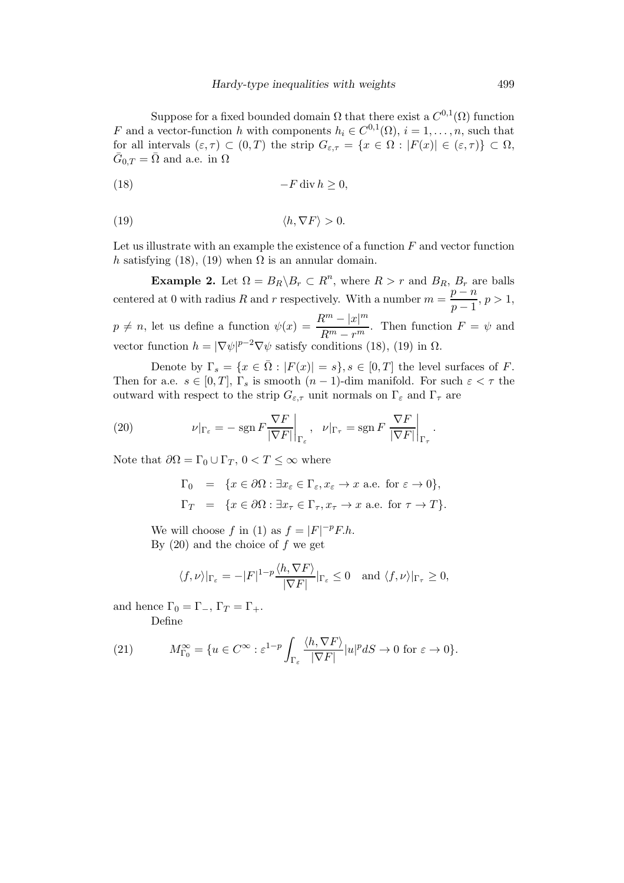Suppose for a fixed bounded domain $\Omega$ that there exist a $C^{0,1}(\Omega)$ function $F$ and a vector-function $h$ with components $h_i \in C^{0,1}(\Omega)$, $i = 1, \dots, n$, such that for all intervals $(\varepsilon, \tau) \subset (0, T)$ the strip $G_{\varepsilon,\tau} = \{x \in \Omega : |F(x)| \in (\varepsilon, \tau)\} \subset \Omega$, $\bar{G}_{0,T} = \bar{\Omega}$ and a.e. in $\Omega$

$$-F \operatorname{div} h \geq 0, \tag{18}$$

$$\langle h, \nabla F \rangle > 0. \tag{19}$$

Let us illustrate with an example the existence of a function $F$ and vector function $h$ satisfying (18), (19) when $\Omega$ is an annular domain.

**Example 2.** Let $\Omega = B_R \backslash B_r \subset R^n$, where $R > r$ and $B_R$, $B_r$ are balls centered at 0 with radius $R$ and $r$ respectively. With a number $m = \dfrac{p-n}{p-1}$, $p > 1$, $p \neq n$, let us define a function $\psi(x) = \dfrac{R^m - |x|^m}{R^m - r^m}$. Then function $F = \psi$ and vector function $h = |\nabla \psi|^{p-2} \nabla \psi$ satisfy conditions (18), (19) in $\Omega$.

Denote by $\Gamma_s = \{x \in \bar{\Omega} : |F(x)| = s\}, s \in [0, T]$ the level surfaces of $F$. Then for a.e. $s \in [0, T]$, $\Gamma_s$ is smooth $(n-1)$-dim manifold. For such $\varepsilon < \tau$ the outward with respect to the strip $G_{\varepsilon,\tau}$ unit normals on $\Gamma_\varepsilon$ and $\Gamma_\tau$ are

$$\nu|_{\Gamma_\varepsilon} = -\operatorname{sgn} F \frac{\nabla F}{|\nabla F|}\bigg|_{\Gamma_\varepsilon}, \quad \nu|_{\Gamma_\tau} = \operatorname{sgn} F \, \frac{\nabla F}{|\nabla F|}\bigg|_{\Gamma_\tau}. \tag{20}$$

Note that $\partial\Omega = \Gamma_0 \cup \Gamma_T$, $0 < T \leq \infty$ where

$$\begin{aligned} \Gamma_0 &= \{x \in \partial\Omega : \exists x_\varepsilon \in \Gamma_\varepsilon, x_\varepsilon \to x \text{ a.e. for } \varepsilon \to 0\}, \\ \Gamma_T &= \{x \in \partial\Omega : \exists x_\tau \in \Gamma_\tau, x_\tau \to x \text{ a.e. for } \tau \to T\}. \end{aligned}$$

We will choose $f$ in (1) as $f = |F|^{-p} F.h$.

By (20) and the choice of $f$ we get

$$\langle f, \nu \rangle|_{\Gamma_\varepsilon} = -|F|^{1-p} \frac{\langle h, \nabla F \rangle}{|\nabla F|}|_{\Gamma_\varepsilon} \leq 0 \quad \text{and } \langle f, \nu \rangle|_{\Gamma_\tau} \geq 0,$$

and hence $\Gamma_0 = \Gamma_-$, $\Gamma_T = \Gamma_+$.

Define

$$M^\infty_{\Gamma_0} = \{u \in C^\infty : \varepsilon^{1-p} \int_{\Gamma_\varepsilon} \frac{\langle h, \nabla F \rangle}{|\nabla F|} |u|^p dS \to 0 \text{ for } \varepsilon \to 0\}. \tag{21}$$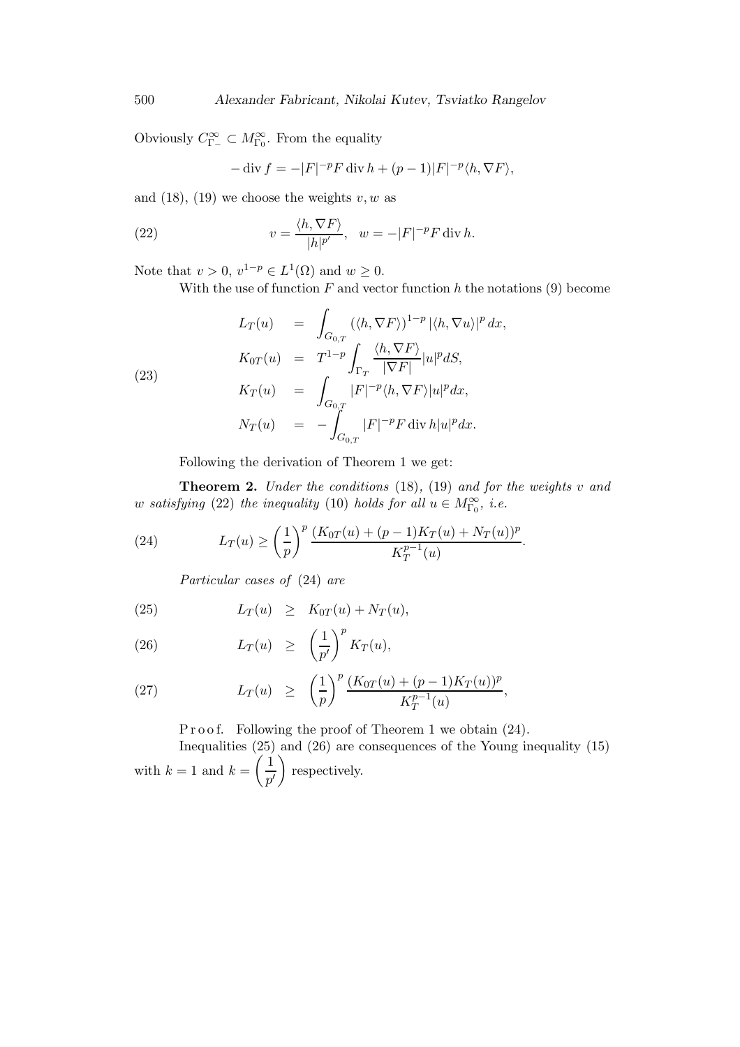Obviously $C^\infty_{\Gamma_-} \subset M^\infty_{\Gamma_0}$. From the equality

$$-\operatorname{div} f = -|F|^{-p} F \operatorname{div} h + (p-1)|F|^{-p}\langle h, \nabla F\rangle,$$

and (18), (19) we choose the weights $v, w$ as

$$v = \frac{\langle h, \nabla F\rangle}{|h|^{p'}}, \quad w = -|F|^{-p} F \operatorname{div} h. \tag{22}$$

Note that $v > 0$, $v^{1-p} \in L^1(\Omega)$ and $w \geq 0$.

With the use of function $F$ and vector function $h$ the notations (9) become

$$\begin{aligned}
L_T(u) &= \int_{G_{0,T}} (\langle h, \nabla F\rangle)^{1-p} |\langle h, \nabla u\rangle|^p \, dx, \\
K_{0T}(u) &= T^{1-p} \int_{\Gamma_T} \frac{\langle h, \nabla F\rangle}{|\nabla F|} |u|^p dS, \\
K_T(u) &= \int_{G_{0,T}} |F|^{-p} \langle h, \nabla F\rangle |u|^p dx, \\
N_T(u) &= -\int_{G_{0,T}} |F|^{-p} F \operatorname{div} h |u|^p dx.
\end{aligned} \tag{23}$$

Following the derivation of Theorem 1 we get:

**Theorem 2.** *Under the conditions* (18), (19) *and for the weights $v$ and $w$ satisfying* (22) *the inequality* (10) *holds for all $u \in M^\infty_{\Gamma_0}$, i.e.*

$$L_T(u) \geq \left(\frac{1}{p}\right)^p \frac{(K_{0T}(u) + (p-1)K_T(u) + N_T(u))^p}{K_T^{p-1}(u)}. \tag{24}$$

*Particular cases of* (24) *are*

$$L_T(u) \geq K_{0T}(u) + N_T(u), \tag{25}$$

$$L_T(u) \geq \left(\frac{1}{p'}\right)^p K_T(u), \tag{26}$$

$$L_T(u) \geq \left(\frac{1}{p}\right)^p \frac{(K_{0T}(u) + (p-1)K_T(u))^p}{K_T^{p-1}(u)}, \tag{27}$$

P r o o f. Following the proof of Theorem 1 we obtain (24).

Inequalities (25) and (26) are consequences of the Young inequality (15) with $k = 1$ and $k = \left(\dfrac{1}{p'}\right)$ respectively.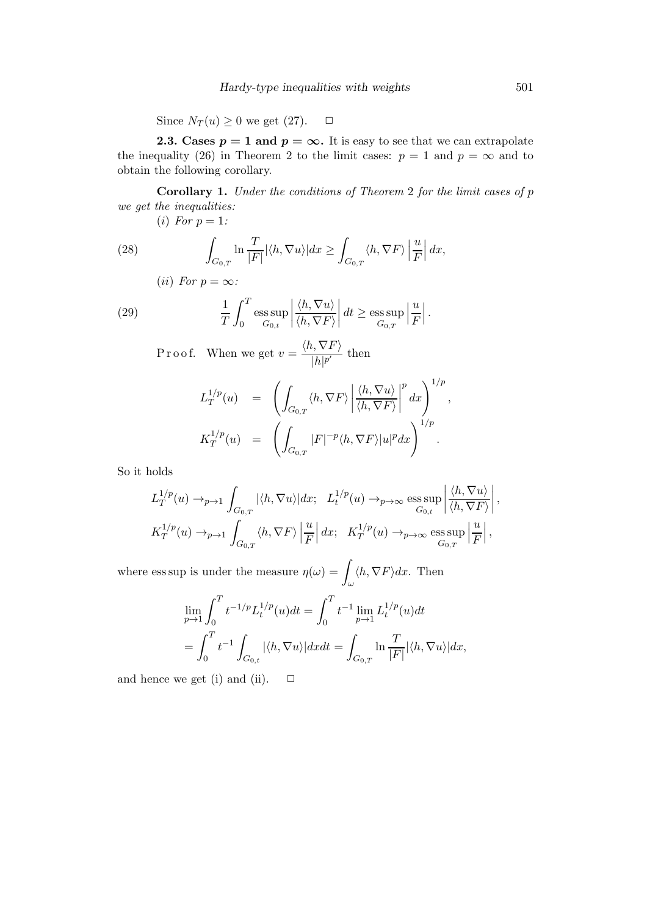Since $N_T(u) \geq 0$ we get (27). $\square$

**2.3. Cases $p = 1$ and $p = \infty$.** It is easy to see that we can extrapolate the inequality (26) in Theorem 2 to the limit cases: $p = 1$ and $p = \infty$ and to obtain the following corollary.

**Corollary 1.** *Under the conditions of Theorem* 2 *for the limit cases of* $p$ *we get the inequalities:*

(*i*) *For* $p = 1$*:*

$$\int_{G_{0,T}} \ln \frac{T}{|F|} |\langle h, \nabla u \rangle| dx \geq \int_{G_{0,T}} \langle h, \nabla F \rangle \left| \frac{u}{F} \right| dx, \tag{28}$$

(*ii*) *For* $p = \infty$*:*

$$\frac{1}{T} \int_0^T \operatorname*{ess\,sup}_{G_{0,t}} \left| \frac{\langle h, \nabla u \rangle}{\langle h, \nabla F \rangle} \right| dt \geq \operatorname*{ess\,sup}_{G_{0,T}} \left| \frac{u}{F} \right|. \tag{29}$$

P r o o f. When we get $v = \dfrac{\langle h, \nabla F \rangle}{|h|^{p'}}$ then

$$\begin{aligned} L_T^{1/p}(u) &= \left( \int_{G_{0,T}} \langle h, \nabla F \rangle \left| \frac{\langle h, \nabla u \rangle}{\langle h, \nabla F \rangle} \right|^p dx \right)^{1/p}, \\ K_T^{1/p}(u) &= \left( \int_{G_{0,T}} |F|^{-p} \langle h, \nabla F \rangle |u|^p dx \right)^{1/p}. \end{aligned}$$

So it holds

$$\begin{aligned} &L_T^{1/p}(u) \to_{p \to 1} \int_{G_{0,T}} |\langle h, \nabla u \rangle| dx; \quad L_t^{1/p}(u) \to_{p \to \infty} \operatorname*{ess\,sup}_{G_{0,t}} \left| \frac{\langle h, \nabla u \rangle}{\langle h, \nabla F \rangle} \right|, \\ &K_T^{1/p}(u) \to_{p \to 1} \int_{G_{0,T}} \langle h, \nabla F \rangle \left| \frac{u}{F} \right| dx; \quad K_T^{1/p}(u) \to_{p \to \infty} \operatorname*{ess\,sup}_{G_{0,T}} \left| \frac{u}{F} \right|, \end{aligned}$$

where ess sup is under the measure $\eta(\omega) = \displaystyle\int_\omega \langle h, \nabla F \rangle dx$. Then

$$\begin{aligned} &\lim_{p \to 1} \int_0^T t^{-1/p} L_t^{1/p}(u) dt = \int_0^T t^{-1} \lim_{p \to 1} L_t^{1/p}(u) dt \\ &= \int_0^T t^{-1} \int_{G_{0,t}} |\langle h, \nabla u \rangle| dx dt = \int_{G_{0,T}} \ln \frac{T}{|F|} |\langle h, \nabla u \rangle| dx, \end{aligned}$$

and hence we get (i) and (ii). $\square$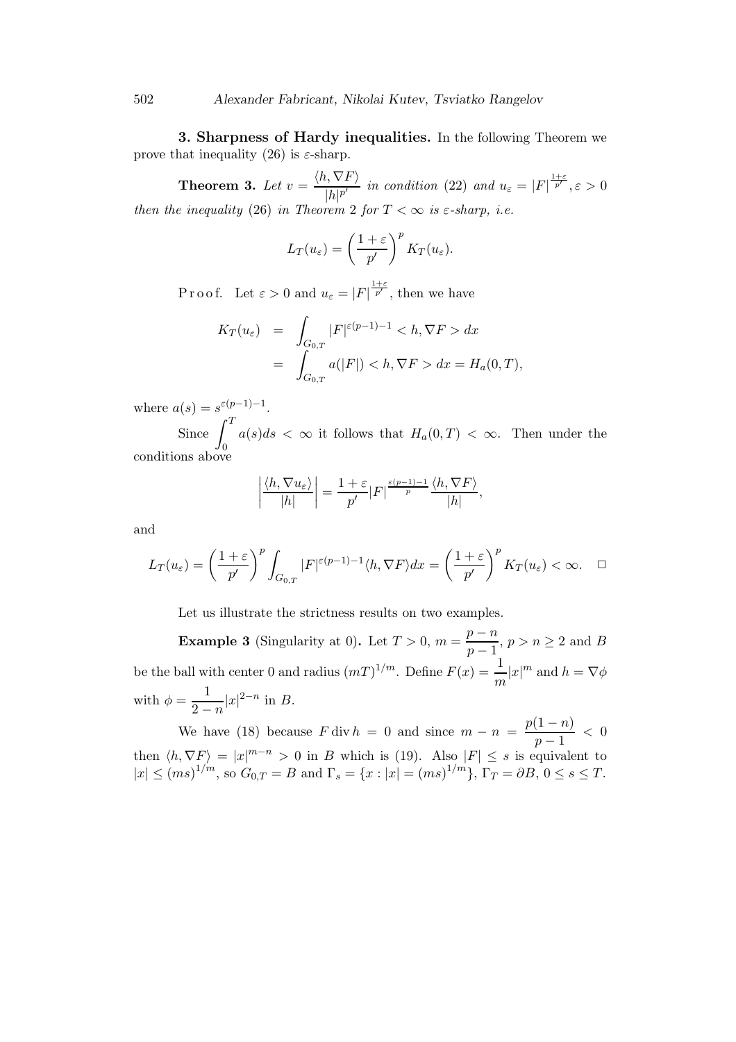**3. Sharpness of Hardy inequalities.** In the following Theorem we prove that inequality (26) is $\varepsilon$-sharp.

**Theorem 3.** *Let* $v = \dfrac{\langle h, \nabla F\rangle}{|h|^{p'}}$ *in condition* (22) *and* $u_\varepsilon = |F|^{\frac{1+\varepsilon}{p'}}, \varepsilon > 0$ *then the inequality* (26) *in Theorem* 2 *for* $T < \infty$ *is* $\varepsilon$*-sharp, i.e.*

$$L_T(u_\varepsilon) = \left(\frac{1+\varepsilon}{p'}\right)^p K_T(u_\varepsilon).$$

P r o o f. Let $\varepsilon > 0$ and $u_\varepsilon = |F|^{\frac{1+\varepsilon}{p'}}$, then we have

$$\begin{aligned} K_T(u_\varepsilon) &= \int_{G_{0,T}} |F|^{\varepsilon(p-1)-1} < h, \nabla F > dx \\ &= \int_{G_{0,T}} a(|F|) < h, \nabla F > dx = H_a(0,T), \end{aligned}$$

where $a(s) = s^{\varepsilon(p-1)-1}$.

Since $\displaystyle\int_0^T a(s)ds < \infty$ it follows that $H_a(0,T) < \infty$. Then under the conditions above

$$\left|\frac{\langle h, \nabla u_\varepsilon\rangle}{|h|}\right| = \frac{1+\varepsilon}{p'}|F|^{\frac{\varepsilon(p-1)-1}{p}}\frac{\langle h, \nabla F\rangle}{|h|},$$

and

$$L_T(u_\varepsilon) = \left(\frac{1+\varepsilon}{p'}\right)^p \int_{G_{0,T}} |F|^{\varepsilon(p-1)-1}\langle h, \nabla F\rangle dx = \left(\frac{1+\varepsilon}{p'}\right)^p K_T(u_\varepsilon) < \infty. \quad \square$$

Let us illustrate the strictness results on two examples.

**Example 3** (Singularity at 0)**.** Let $T > 0$, $m = \dfrac{p-n}{p-1}$, $p > n \geq 2$ and $B$ be the ball with center 0 and radius $(mT)^{1/m}$. Define $F(x) = \dfrac{1}{m}|x|^m$ and $h = \nabla\phi$ with $\phi = \dfrac{1}{2-n}|x|^{2-n}$ in $B$.

We have (18) because $F \operatorname{div} h = 0$ and since $m - n = \dfrac{p(1-n)}{p-1} < 0$ then $\langle h, \nabla F\rangle = |x|^{m-n} > 0$ in $B$ which is (19). Also $|F| \leq s$ is equivalent to $|x| \leq (ms)^{1/m}$, so $G_{0,T} = B$ and $\Gamma_s = \{x : |x| = (ms)^{1/m}\}$, $\Gamma_T = \partial B$, $0 \leq s \leq T$.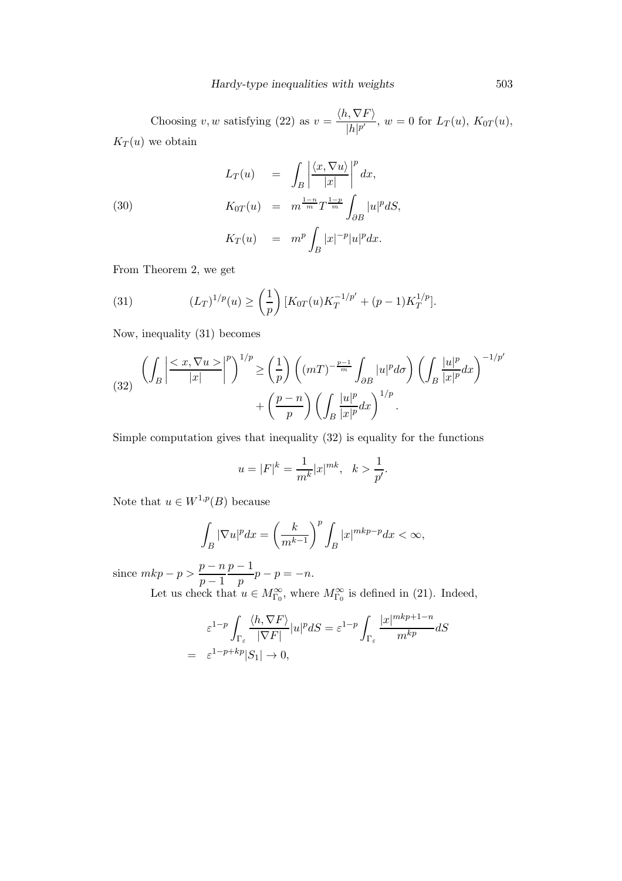Choosing $v, w$ satisfying (22) as $v = \dfrac{\langle h, \nabla F\rangle}{|h|^{p'}}$, $w = 0$ for $L_T(u)$, $K_{0T}(u)$, $K_T(u)$ we obtain

$$
\begin{aligned}
L_T(u) &= \int_B \left| \frac{\langle x, \nabla u\rangle}{|x|} \right|^p dx, \\
K_{0T}(u) &= m^{\frac{1-n}{m}} T^{\frac{1-p}{m}} \int_{\partial B} |u|^p dS, \qquad (30)\\
K_T(u) &= m^p \int_B |x|^{-p} |u|^p dx.
\end{aligned}
$$

From Theorem 2, we get

$$
(L_T)^{1/p}(u) \geq \left(\frac{1}{p}\right) [K_{0T}(u) K_T^{-1/p'} + (p-1) K_T^{1/p}]. \qquad (31)
$$

Now, inequality (31) becomes

$$
\begin{aligned}
\left( \int_B \left| \frac{< x, \nabla u >}{|x|} \right|^p \right)^{1/p} \geq \left(\frac{1}{p}\right) \left( (mT)^{-\frac{p-1}{m}} \int_{\partial B} |u|^p d\sigma \right) \left( \int_B \frac{|u|^p}{|x|^p} dx \right)^{-1/p'} \\
+ \left(\frac{p-n}{p}\right) \left( \int_B \frac{|u|^p}{|x|^p} dx \right)^{1/p}.
\end{aligned}
\qquad (32)
$$

Simple computation gives that inequality (32) is equality for the functions

$$
u = |F|^k = \frac{1}{m^k} |x|^{mk}, \quad k > \frac{1}{p'}.
$$

Note that $u \in W^{1,p}(B)$ because

$$
\int_B |\nabla u|^p dx = \left(\frac{k}{m^{k-1}}\right)^p \int_B |x|^{mkp-p} dx < \infty,
$$

since $mkp - p > \dfrac{p-n}{p-1} \dfrac{p-1}{p} p - p = -n$.

Let us check that $u \in M^{\infty}_{\Gamma_0}$, where $M^{\infty}_{\Gamma_0}$ is defined in (21). Indeed,

$$
\begin{aligned}
& \varepsilon^{1-p} \int_{\Gamma_\varepsilon} \frac{\langle h, \nabla F\rangle}{|\nabla F|} |u|^p dS = \varepsilon^{1-p} \int_{\Gamma_\varepsilon} \frac{|x|^{mkp+1-n}}{m^{kp}} dS \\
= \; & \varepsilon^{1-p+kp} |S_1| \to 0,
\end{aligned}
$$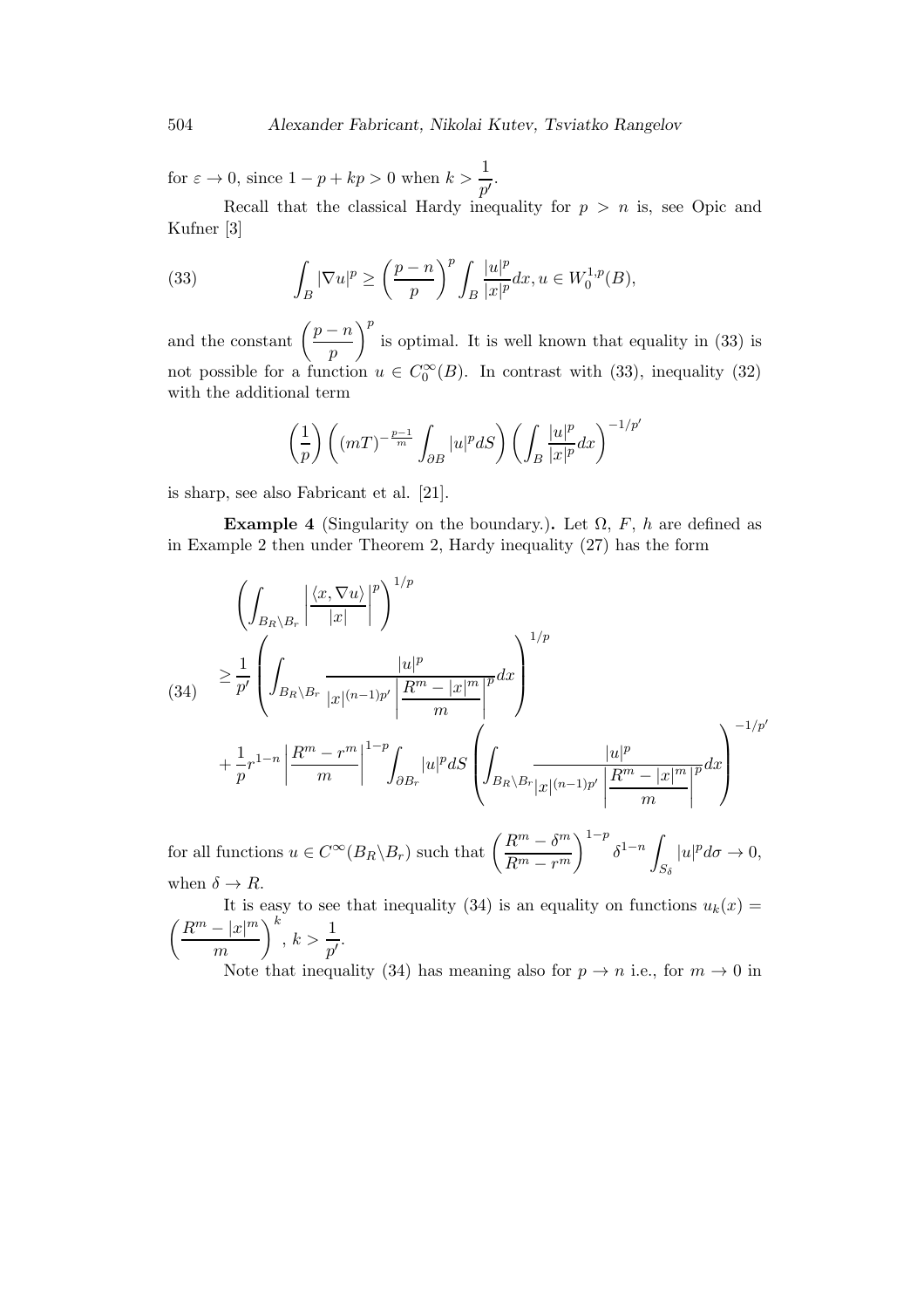for $\varepsilon \to 0$, since $1 - p + kp > 0$ when $k > \dfrac{1}{p'}$.

Recall that the classical Hardy inequality for $p > n$ is, see Opic and Kufner [3]

$$\int_B |\nabla u|^p \geq \left(\frac{p-n}{p}\right)^p \int_B \frac{|u|^p}{|x|^p} dx, u \in W_0^{1,p}(B), \tag{33}$$

and the constant $\left(\dfrac{p-n}{p}\right)^p$ is optimal. It is well known that equality in (33) is not possible for a function $u \in C_0^\infty(B)$. In contrast with (33), inequality (32) with the additional term

$$\left(\frac{1}{p}\right)\left((mT)^{-\frac{p-1}{m}} \int_{\partial B} |u|^p dS\right)\left(\int_B \frac{|u|^p}{|x|^p} dx\right)^{-1/p'}$$

is sharp, see also Fabricant et al. [21].

**Example 4** (Singularity on the boundary.)**.** Let $\Omega$, $F$, $h$ are defined as in Example 2 then under Theorem 2, Hardy inequality (27) has the form

$$\begin{aligned}
&\left(\int_{B_R \backslash B_r} \left|\frac{\langle x, \nabla u\rangle}{|x|}\right|^p\right)^{1/p} \\
&\geq \frac{1}{p'}\left(\int_{B_R \backslash B_r} \frac{|u|^p}{|x|^{(n-1)p'}\left|\dfrac{R^m - |x|^m}{m}\right|^p} dx\right)^{1/p} \\
&+ \frac{1}{p} r^{1-n}\left|\frac{R^m - r^m}{m}\right|^{1-p} \int_{\partial B_r} |u|^p dS \left(\int_{B_R \backslash B_r} \frac{|u|^p}{|x|^{(n-1)p'}\left|\dfrac{R^m - |x|^m}{m}\right|^p} dx\right)^{-1/p'}
\end{aligned} \tag{34}$$

for all functions $u \in C^\infty(B_R \backslash B_r)$ such that $\left(\dfrac{R^m - \delta^m}{R^m - r^m}\right)^{1-p} \delta^{1-n} \displaystyle\int_{S_\delta} |u|^p d\sigma \to 0$, when $\delta \to R$.

It is easy to see that inequality (34) is an equality on functions $u_k(x) = \left(\dfrac{R^m - |x|^m}{m}\right)^k$, $k > \dfrac{1}{p'}$.

Note that inequality (34) has meaning also for $p \to n$ i.e., for $m \to 0$ in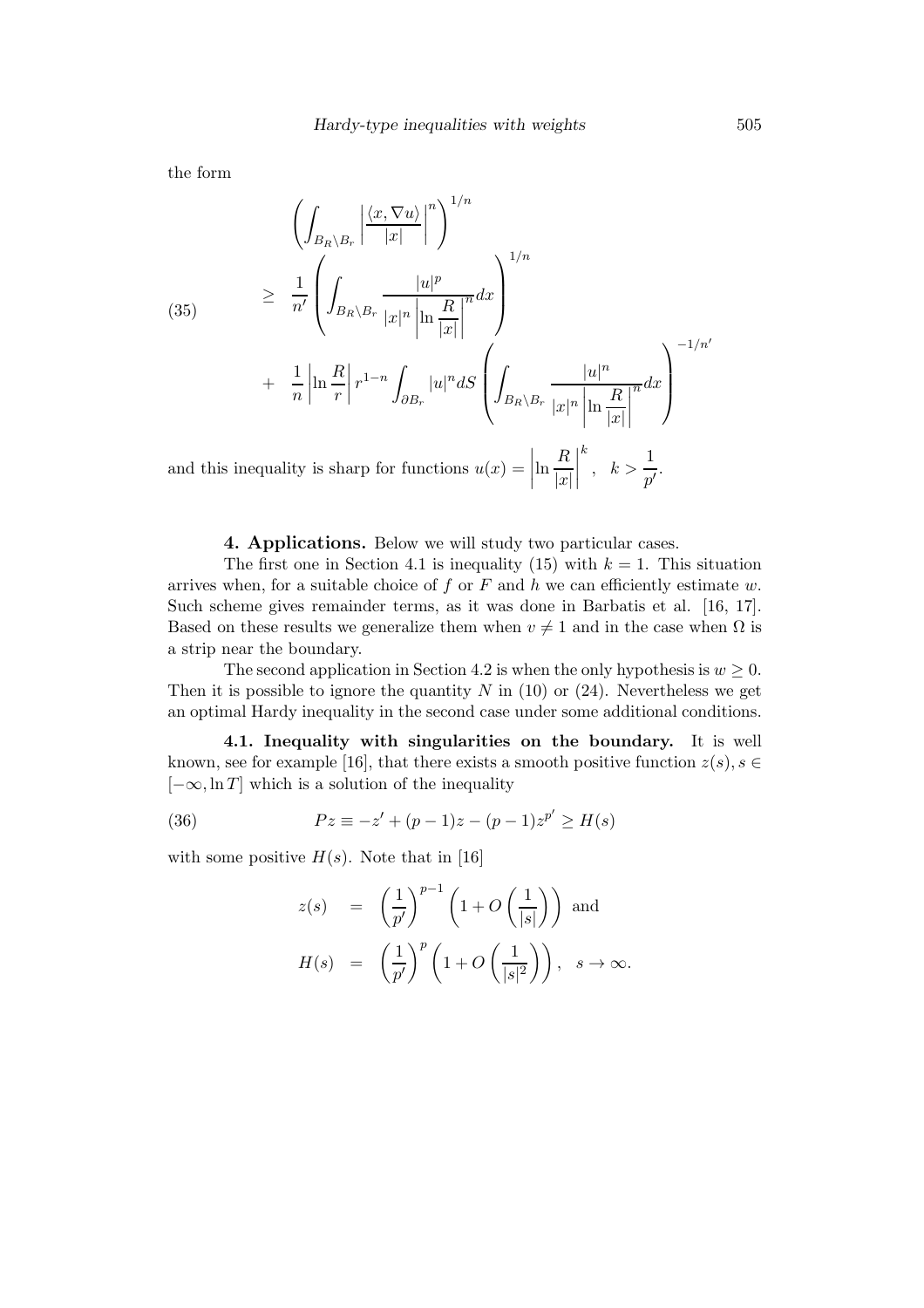the form

$$
\left(\int_{B_R\setminus B_r}\left|\frac{\langle x,\nabla u\rangle}{|x|}\right|^n\right)^{1/n}
$$

$$
\geq \frac{1}{n'}\left(\int_{B_R\setminus B_r}\frac{|u|^p}{|x|^n\left|\ln\dfrac{R}{|x|}\right|^n}dx\right)^{1/n}
\tag{35}
$$

$$
+ \frac{1}{n}\left|\ln\frac{R}{r}\right|r^{1-n}\int_{\partial B_r}|u|^n dS\left(\int_{B_R\setminus B_r}\frac{|u|^n}{|x|^n\left|\ln\dfrac{R}{|x|}\right|^n}dx\right)^{-1/n'}
$$

and this inequality is sharp for functions $u(x)=\left|\ln\dfrac{R}{|x|}\right|^k, \quad k>\dfrac{1}{p'}$.

**4. Applications.** Below we will study two particular cases.

The first one in Section 4.1 is inequality (15) with $k=1$. This situation arrives when, for a suitable choice of $f$ or $F$ and $h$ we can efficiently estimate $w$. Such scheme gives remainder terms, as it was done in Barbatis et al. [16, 17]. Based on these results we generalize them when $v\neq 1$ and in the case when $\Omega$ is a strip near the boundary.

The second application in Section 4.2 is when the only hypothesis is $w\geq 0$. Then it is possible to ignore the quantity $N$ in (10) or (24). Nevertheless we get an optimal Hardy inequality in the second case under some additional conditions.

**4.1. Inequality with singularities on the boundary.** It is well known, see for example [16], that there exists a smooth positive function $z(s)$, $s\in[-\infty,\ln T]$ which is a solution of the inequality

$$
Pz \equiv -z' + (p-1)z - (p-1)z^{p'} \geq H(s)
\tag{36}
$$

with some positive $H(s)$. Note that in [16]

$$
\begin{aligned}
z(s) &= \left(\frac{1}{p'}\right)^{p-1}\left(1+O\left(\frac{1}{|s|}\right)\right) \text{ and}\\
H(s) &= \left(\frac{1}{p'}\right)^{p}\left(1+O\left(\frac{1}{|s|^2}\right)\right), \quad s\to\infty.
\end{aligned}
$$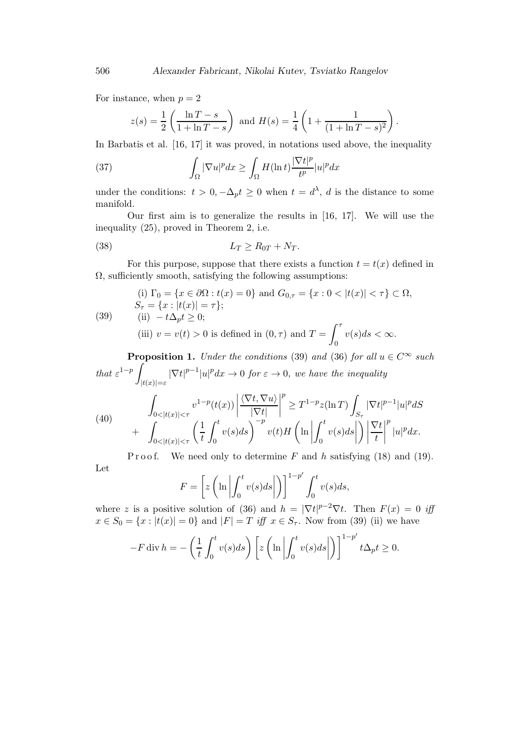For instance, when $p = 2$

$$z(s) = \frac{1}{2}\left(\frac{\ln T - s}{1 + \ln T - s}\right) \text{ and } H(s) = \frac{1}{4}\left(1 + \frac{1}{(1 + \ln T - s)^2}\right).$$

In Barbatis et al. [16, 17] it was proved, in notations used above, the inequality

$$\int_\Omega |\nabla u|^p dx \geq \int_\Omega H(\ln t)\frac{|\nabla t|^p}{t^p}|u|^p dx \tag{37}$$

under the conditions: $t > 0, -\Delta_p t \geq 0$ when $t = d^\lambda$, $d$ is the distance to some manifold.

Our first aim is to generalize the results in [16, 17]. We will use the inequality (25), proved in Theorem 2, i.e.

$$L_T \geq R_{0T} + N_T. \tag{38}$$

For this purpose, suppose that there exists a function $t = t(x)$ defined in $\Omega$, sufficiently smooth, satisfying the following assumptions:

$$\begin{aligned}
&\text{(i) } \Gamma_0 = \{x \in \partial\Omega : t(x) = 0\} \text{ and } G_{0,\tau} = \{x : 0 < |t(x)| < \tau\} \subset \Omega, \\
&S_\tau = \{x : |t(x)| = \tau\}; \\
&\text{(ii) } -t\Delta_p t \geq 0; \\
&\text{(iii) } v = v(t) > 0 \text{ is defined in } (0, \tau) \text{ and } T = \int_0^\tau v(s)ds < \infty.
\end{aligned} \tag{39}$$

**Proposition 1.** *Under the conditions* (39) *and* (36) *for all $u \in C^\infty$ such that $\varepsilon^{1-p}\int_{|t(x)|=\varepsilon} |\nabla t|^{p-1}|u|^p dx \to 0$ for $\varepsilon \to 0$, we have the inequality*

$$\begin{aligned}
&\int_{0<|t(x)|<\tau} v^{1-p}(t(x))\left|\frac{\langle \nabla t, \nabla u\rangle}{|\nabla t|}\right|^p \geq T^{1-p}z(\ln T)\int_{S_\tau} |\nabla t|^{p-1}|u|^p dS \\
&+ \int_{0<|t(x)|<\tau} \left(\frac{1}{t}\int_0^t v(s)ds\right)^{-p} v(t)H\left(\ln\left|\int_0^t v(s)ds\right|\right)\left|\frac{\nabla t}{t}\right|^p |u|^p dx.
\end{aligned} \tag{40}$$

Proof. We need only to determine $F$ and $h$ satisfying (18) and (19). Let

$$F = \left[z\left(\ln\left|\int_0^t v(s)ds\right|\right)\right]^{1-p'}\int_0^t v(s)ds,$$

where $z$ is a positive solution of (36) and $h = |\nabla t|^{p-2}\nabla t$. Then $F(x) = 0$ *iff* $x \in S_0 = \{x : |t(x)| = 0\}$ and $|F| = T$ *iff* $x \in S_\tau$. Now from (39) (ii) we have

$$-F \operatorname{div} h = -\left(\frac{1}{t}\int_0^t v(s)ds\right)\left[z\left(\ln\left|\int_0^t v(s)ds\right|\right)\right]^{1-p'} t\Delta_p t \geq 0.$$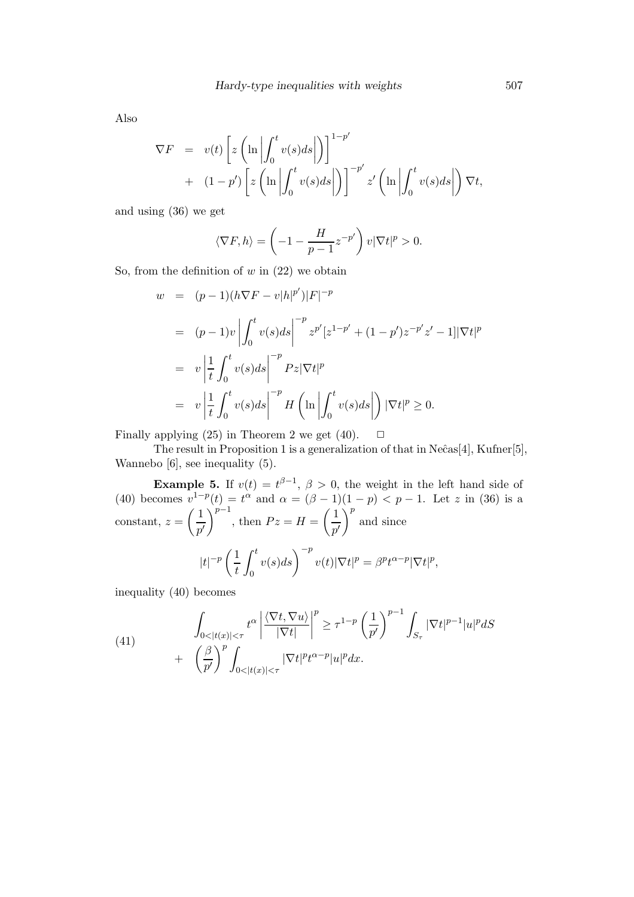Also

$$
\begin{aligned}
\nabla F &= v(t)\left[z\left(\ln\left|\int_0^t v(s)ds\right|\right)\right]^{1-p'} \\
&+ (1-p')\left[z\left(\ln\left|\int_0^t v(s)ds\right|\right)\right]^{-p'} z'\left(\ln\left|\int_0^t v(s)ds\right|\right)\nabla t,
\end{aligned}
$$

and using (36) we get

$$
\langle \nabla F, h\rangle = \left(-1 - \frac{H}{p-1} z^{-p'}\right) v|\nabla t|^p > 0.
$$

So, from the definition of $w$ in (22) we obtain

$$
\begin{aligned}
w &= (p-1)(h\nabla F - v|h|^{p'})|F|^{-p} \\
&= (p-1)v\left|\int_0^t v(s)ds\right|^{-p} z^{p'}[z^{1-p'} + (1-p')z^{-p'}z' - 1]|\nabla t|^p \\
&= v\left|\frac{1}{t}\int_0^t v(s)ds\right|^{-p} Pz|\nabla t|^p \\
&= v\left|\frac{1}{t}\int_0^t v(s)ds\right|^{-p} H\left(\ln\left|\int_0^t v(s)ds\right|\right)|\nabla t|^p \geq 0.
\end{aligned}
$$

Finally applying (25) in Theorem 2 we get (40). $\square$

The result in Proposition 1 is a generalization of that in Neĉas[4], Kufner[5], Wannebo [6], see inequality (5).

**Example 5.** If $v(t) = t^{\beta-1}$, $\beta > 0$, the weight in the left hand side of (40) becomes $v^{1-p}(t) = t^{\alpha}$ and $\alpha = (\beta-1)(1-p) < p-1$. Let $z$ in (36) is a constant, $z = \left(\frac{1}{p'}\right)^{p-1}$, then $Pz = H = \left(\frac{1}{p'}\right)^p$ and since

$$
|t|^{-p}\left(\frac{1}{t}\int_0^t v(s)ds\right)^{-p} v(t)|\nabla t|^p = \beta^p t^{\alpha-p}|\nabla t|^p,
$$

inequality (40) becomes

$$
\begin{aligned}
&\int_{0<|t(x)|<\tau} t^{\alpha}\left|\frac{\langle \nabla t, \nabla u\rangle}{|\nabla t|}\right|^p \geq \tau^{1-p}\left(\frac{1}{p'}\right)^{p-1}\int_{S_\tau}|\nabla t|^{p-1}|u|^p dS \\
&+ \left(\frac{\beta}{p'}\right)^p \int_{0<|t(x)|<\tau}|\nabla t|^p t^{\alpha-p}|u|^p dx.
\end{aligned} \tag{41}
$$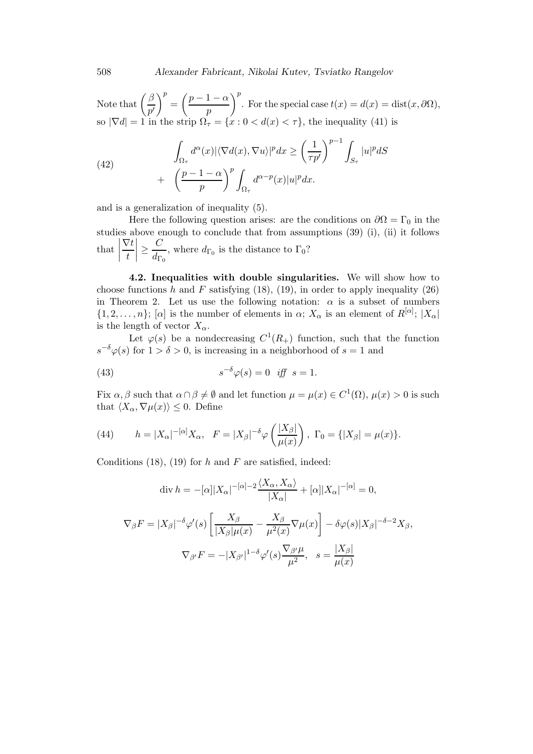Note that $\left(\dfrac{\beta}{p'}\right)^p = \left(\dfrac{p-1-\alpha}{p}\right)^p$. For the special case $t(x) = d(x) = \text{dist}(x, \partial\Omega)$, so $|\nabla d| = 1$ in the strip $\Omega_\tau = \{x : 0 < d(x) < \tau\}$, the inequality (41) is

$$
\begin{aligned}
\int_{\Omega_\tau} d^\alpha(x) |\langle \nabla d(x), \nabla u\rangle|^p dx &\geq \left(\frac{1}{\tau p'}\right)^{p-1} \int_{S_\tau} |u|^p dS \\
&+ \left(\frac{p-1-\alpha}{p}\right)^p \int_{\Omega_\tau} d^{\alpha-p}(x)|u|^p dx.
\end{aligned} \tag{42}
$$

and is a generalization of inequality (5).

Here the following question arises: are the conditions on $\partial\Omega = \Gamma_0$ in the studies above enough to conclude that from assumptions (39) (i), (ii) it follows that $\left|\dfrac{\nabla t}{t}\right| \geq \dfrac{C}{d_{\Gamma_0}}$, where $d_{\Gamma_0}$ is the distance to $\Gamma_0$?

**4.2. Inequalities with double singularities.** We will show how to choose functions $h$ and $F$ satisfying (18), (19), in order to apply inequality (26) in Theorem 2. Let us use the following notation: $\alpha$ is a subset of numbers $\{1, 2, \ldots, n\}$; $[\alpha]$ is the number of elements in $\alpha$; $X_\alpha$ is an element of $R^{[\alpha]}$; $|X_\alpha|$ is the length of vector $X_\alpha$.

Let $\varphi(s)$ be a nondecreasing $C^1(R_+)$ function, such that the function $s^{-\delta}\varphi(s)$ for $1 > \delta > 0$, is increasing in a neighborhood of $s = 1$ and

$$
s^{-\delta}\varphi(s) = 0 \quad \textit{iff} \quad s = 1. \tag{43}
$$

Fix $\alpha, \beta$ such that $\alpha \cap \beta \neq \emptyset$ and let function $\mu = \mu(x) \in C^1(\Omega)$, $\mu(x) > 0$ is such that $\langle X_\alpha, \nabla\mu(x)\rangle \leq 0$. Define

$$
h = |X_\alpha|^{-[\alpha]} X_\alpha, \quad F = |X_\beta|^{-\delta} \varphi\left(\frac{|X_\beta|}{\mu(x)}\right), \; \Gamma_0 = \{|X_\beta| = \mu(x)\}. \tag{44}
$$

Conditions (18), (19) for $h$ and $F$ are satisfied, indeed:

$$
\text{div}\, h = -[\alpha]|X_\alpha|^{-[\alpha]-2} \frac{\langle X_\alpha, X_\alpha\rangle}{|X_\alpha|} + [\alpha]|X_\alpha|^{-[\alpha]} = 0,
$$

$$
\nabla_\beta F = |X_\beta|^{-\delta}\varphi'(s)\left[\frac{X_\beta}{|X_\beta|\mu(x)} - \frac{X_\beta}{\mu^2(x)}\nabla\mu(x)\right] - \delta\varphi(s)|X_\beta|^{-\delta-2}X_\beta,
$$

$$
\nabla_{\beta'} F = -|X_{\beta'}|^{1-\delta}\varphi'(s)\frac{\nabla_{\beta'}\mu}{\mu^2}, \quad s = \frac{|X_\beta|}{\mu(x)}
$$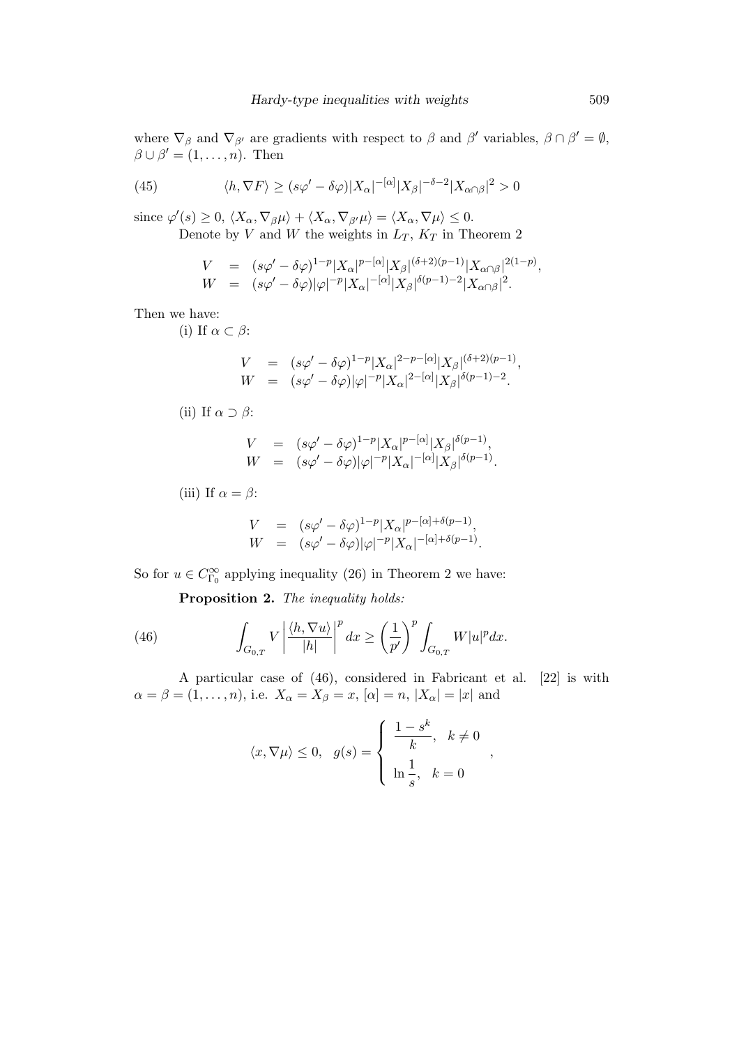where $\nabla_\beta$ and $\nabla_{\beta'}$ are gradients with respect to $\beta$ and $\beta'$ variables, $\beta \cap \beta' = \emptyset$, $\beta \cup \beta' = (1, \dots, n)$. Then

$$\langle h, \nabla F\rangle \geq (s\varphi' - \delta\varphi)|X_\alpha|^{-[\alpha]}|X_\beta|^{-\delta-2}|X_{\alpha\cap\beta}|^2 > 0 \tag{45}$$

since $\varphi'(s) \geq 0$, $\langle X_\alpha, \nabla_\beta \mu\rangle + \langle X_\alpha, \nabla_{\beta'}\mu\rangle = \langle X_\alpha, \nabla\mu\rangle \leq 0$.

Denote by $V$ and $W$ the weights in $L_T$, $K_T$ in Theorem 2

$$\begin{array}{rcl} V &=& (s\varphi' - \delta\varphi)^{1-p}|X_\alpha|^{p-[\alpha]}|X_\beta|^{(\delta+2)(p-1)}|X_{\alpha\cap\beta}|^{2(1-p)}, \\ W &=& (s\varphi' - \delta\varphi)|\varphi|^{-p}|X_\alpha|^{-[\alpha]}|X_\beta|^{\delta(p-1)-2}|X_{\alpha\cap\beta}|^2. \end{array}$$

Then we have:

(i) If $\alpha \subset \beta$:

$$\begin{array}{rcl} V &=& (s\varphi' - \delta\varphi)^{1-p}|X_\alpha|^{2-p-[\alpha]}|X_\beta|^{(\delta+2)(p-1)}, \\ W &=& (s\varphi' - \delta\varphi)|\varphi|^{-p}|X_\alpha|^{2-[\alpha]}|X_\beta|^{\delta(p-1)-2}. \end{array}$$

(ii) If $\alpha \supset \beta$:

$$\begin{array}{rcl} V &=& (s\varphi' - \delta\varphi)^{1-p}|X_\alpha|^{p-[\alpha]}|X_\beta|^{\delta(p-1)}, \\ W &=& (s\varphi' - \delta\varphi)|\varphi|^{-p}|X_\alpha|^{-[\alpha]}|X_\beta|^{\delta(p-1)}. \end{array}$$

(iii) If $\alpha = \beta$:

$$\begin{array}{rcl} V &=& (s\varphi' - \delta\varphi)^{1-p}|X_\alpha|^{p-[\alpha]+\delta(p-1)}, \\ W &=& (s\varphi' - \delta\varphi)|\varphi|^{-p}|X_\alpha|^{-[\alpha]+\delta(p-1)}. \end{array}$$

So for $u \in C^\infty_{\Gamma_0}$ applying inequality (26) in Theorem 2 we have:

**Proposition 2.** *The inequality holds:*

$$\int_{G_{0,T}} V\left|\frac{\langle h, \nabla u\rangle}{|h|}\right|^p dx \geq \left(\frac{1}{p'}\right)^p \int_{G_{0,T}} W|u|^p dx. \tag{46}$$

A particular case of (46), considered in Fabricant et al. [22] is with $\alpha = \beta = (1, \dots, n)$, i.e. $X_\alpha = X_\beta = x$, $[\alpha] = n$, $|X_\alpha| = |x|$ and

$$\langle x, \nabla\mu\rangle \leq 0, \quad g(s) = \begin{cases} \dfrac{1-s^k}{k}, & k \neq 0 \\ \ln\dfrac{1}{s}, & k = 0 \end{cases},$$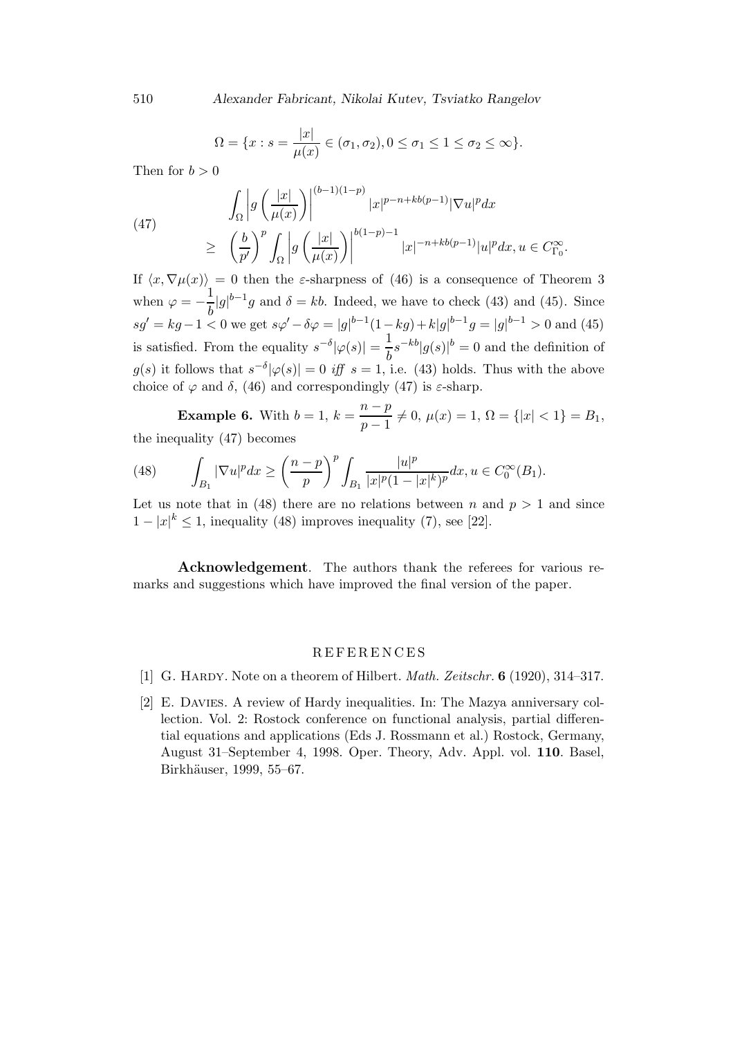$$\Omega = \{x : s = \frac{|x|}{\mu(x)} \in (\sigma_1, \sigma_2), 0 \le \sigma_1 \le 1 \le \sigma_2 \le \infty\}.$$

Then for $b > 0$

$$\begin{aligned}
&\int_\Omega \left| g\left(\frac{|x|}{\mu(x)}\right)\right|^{(b-1)(1-p)} |x|^{p-n+kb(p-1)} |\nabla u|^p dx \\
\geq\ & \left(\frac{b}{p'}\right)^p \int_\Omega \left| g\left(\frac{|x|}{\mu(x)}\right)\right|^{b(1-p)-1} |x|^{-n+kb(p-1)} |u|^p dx, u \in C^\infty_{\Gamma_0}.
\end{aligned} \tag{47}$$

If $\langle x, \nabla \mu(x)\rangle = 0$ then the $\varepsilon$-sharpness of (46) is a consequence of Theorem 3 when $\varphi = -\dfrac{1}{b}|g|^{b-1}g$ and $\delta = kb$. Indeed, we have to check (43) and (45). Since $sg' = kg - 1 < 0$ we get $s\varphi' - \delta\varphi = |g|^{b-1}(1-kg) + k|g|^{b-1}g = |g|^{b-1} > 0$ and (45) is satisfied. From the equality $s^{-\delta}|\varphi(s)| = \dfrac{1}{b}s^{-kb}|g(s)|^b = 0$ and the definition of $g(s)$ it follows that $s^{-\delta}|\varphi(s)| = 0$ *iff* $s = 1$, i.e. (43) holds. Thus with the above choice of $\varphi$ and $\delta$, (46) and correspondingly (47) is $\varepsilon$-sharp.

**Example 6.** With $b = 1$, $k = \dfrac{n-p}{p-1} \neq 0$, $\mu(x) = 1$, $\Omega = \{|x| < 1\} = B_1$, the inequality (47) becomes

$$\int_{B_1} |\nabla u|^p dx \geq \left(\frac{n-p}{p}\right)^p \int_{B_1} \frac{|u|^p}{|x|^p(1-|x|^k)^p} dx, u \in C_0^\infty(B_1). \tag{48}$$

Let us note that in (48) there are no relations between $n$ and $p > 1$ and since $1 - |x|^k \le 1$, inequality (48) improves inequality (7), see [22].

**Acknowledgement**. The authors thank the referees for various remarks and suggestions which have improved the final version of the paper.

## REFERENCES

[1] G. Hardy. Note on a theorem of Hilbert. *Math. Zeitschr.* **6** (1920), 314–317.

[2] E. Davies. A review of Hardy inequalities. In: The Mazya anniversary collection. Vol. 2: Rostock conference on functional analysis, partial differential equations and applications (Eds J. Rossmann et al.) Rostock, Germany, August 31–September 4, 1998. Oper. Theory, Adv. Appl. vol. **110**. Basel, Birkhäuser, 1999, 55–67.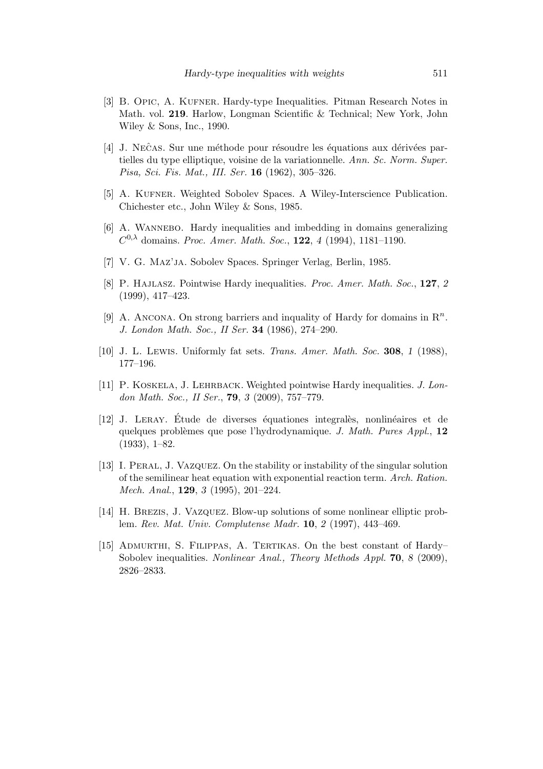[3] B. Opic, A. Kufner. Hardy-type Inequalities. Pitman Research Notes in Math. vol. **219**. Harlow, Longman Scientific & Technical; New York, John Wiley & Sons, Inc., 1990.

[4] J. Neĉas. Sur une méthode pour résoudre les équations aux dérivées partielles du type elliptique, voisine de la variationnelle. *Ann. Sc. Norm. Super. Pisa, Sci. Fis. Mat., III. Ser.* **16** (1962), 305–326.

[5] A. Kufner. Weighted Sobolev Spaces. A Wiley-Interscience Publication. Chichester etc., John Wiley & Sons, 1985.

[6] A. Wannebo. Hardy inequalities and imbedding in domains generalizing $C^{0,\lambda}$ domains. *Proc. Amer. Math. Soc.*, **122**, *4* (1994), 1181–1190.

[7] V. G. Maz'ja. Sobolev Spaces. Springer Verlag, Berlin, 1985.

[8] P. Hajlasz. Pointwise Hardy inequalities. *Proc. Amer. Math. Soc.*, **127**, *2* (1999), 417–423.

[9] A. Ancona. On strong barriers and inquality of Hardy for domains in $\mathrm{R}^n$. *J. London Math. Soc., II Ser.* **34** (1986), 274–290.

[10] J. L. Lewis. Uniformly fat sets. *Trans. Amer. Math. Soc.* **308**, *1* (1988), 177–196.

[11] P. Koskela, J. Lehrback. Weighted pointwise Hardy inequalities. *J. London Math. Soc., II Ser.*, **79**, *3* (2009), 757–779.

[12] J. Leray. Étude de diverses équationes integralès, nonlinéaires et de quelques problèmes que pose l'hydrodynamique. *J. Math. Pures Appl.*, **12** (1933), 1–82.

[13] I. Peral, J. Vazquez. On the stability or instability of the singular solution of the semilinear heat equation with exponential reaction term. *Arch. Ration. Mech. Anal.*, **129**, *3* (1995), 201–224.

[14] H. Brezis, J. Vazquez. Blow-up solutions of some nonlinear elliptic problem. *Rev. Mat. Univ. Complutense Madr.* **10**, *2* (1997), 443–469.

[15] Admurthi, S. Filippas, A. Tertikas. On the best constant of Hardy–Sobolev inequalities. *Nonlinear Anal., Theory Methods Appl.* **70**, *8* (2009), 2826–2833.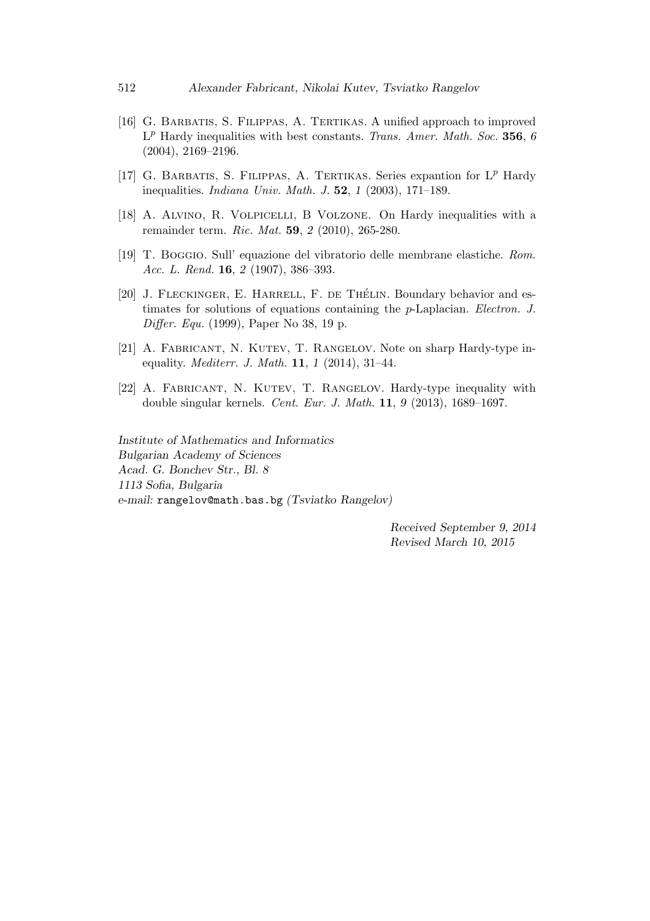[16] G. Barbatis, S. Filippas, A. Tertikas. A unified approach to improved $L^p$ Hardy inequalities with best constants. *Trans. Amer. Math. Soc.* **356**, *6* (2004), 2169–2196.

[17] G. Barbatis, S. Filippas, A. Tertikas. Series expantion for $L^p$ Hardy inequalities. *Indiana Univ. Math. J.* **52**, *1* (2003), 171–189.

[18] A. Alvino, R. Volpicelli, B Volzone. On Hardy inequalities with a remainder term. *Ric. Mat.* **59**, *2* (2010), 265-280.

[19] T. Boggio. Sull' equazione del vibratorio delle membrane elastiche. *Rom. Acc. L. Rend.* **16**, *2* (1907), 386–393.

[20] J. Fleckinger, E. Harrell, F. de Thélin. Boundary behavior and estimates for solutions of equations containing the $p$-Laplacian. *Electron. J. Differ. Equ.* (1999), Paper No 38, 19 p.

[21] A. Fabricant, N. Kutev, T. Rangelov. Note on sharp Hardy-type inequality. *Mediterr. J. Math.* **11**, *1* (2014), 31–44.

[22] A. Fabricant, N. Kutev, T. Rangelov. Hardy-type inequality with double singular kernels. *Cent. Eur. J. Math.* **11**, *9* (2013), 1689–1697.

*Institute of Mathematics and Informatics*
*Bulgarian Academy of Sciences*
*Acad. G. Bonchev Str., Bl. 8*
*1113 Sofia, Bulgaria*
*e-mail:* rangelov@math.bas.bg *(Tsviatko Rangelov)*

*Received September 9, 2014*
*Revised March 10, 2015*